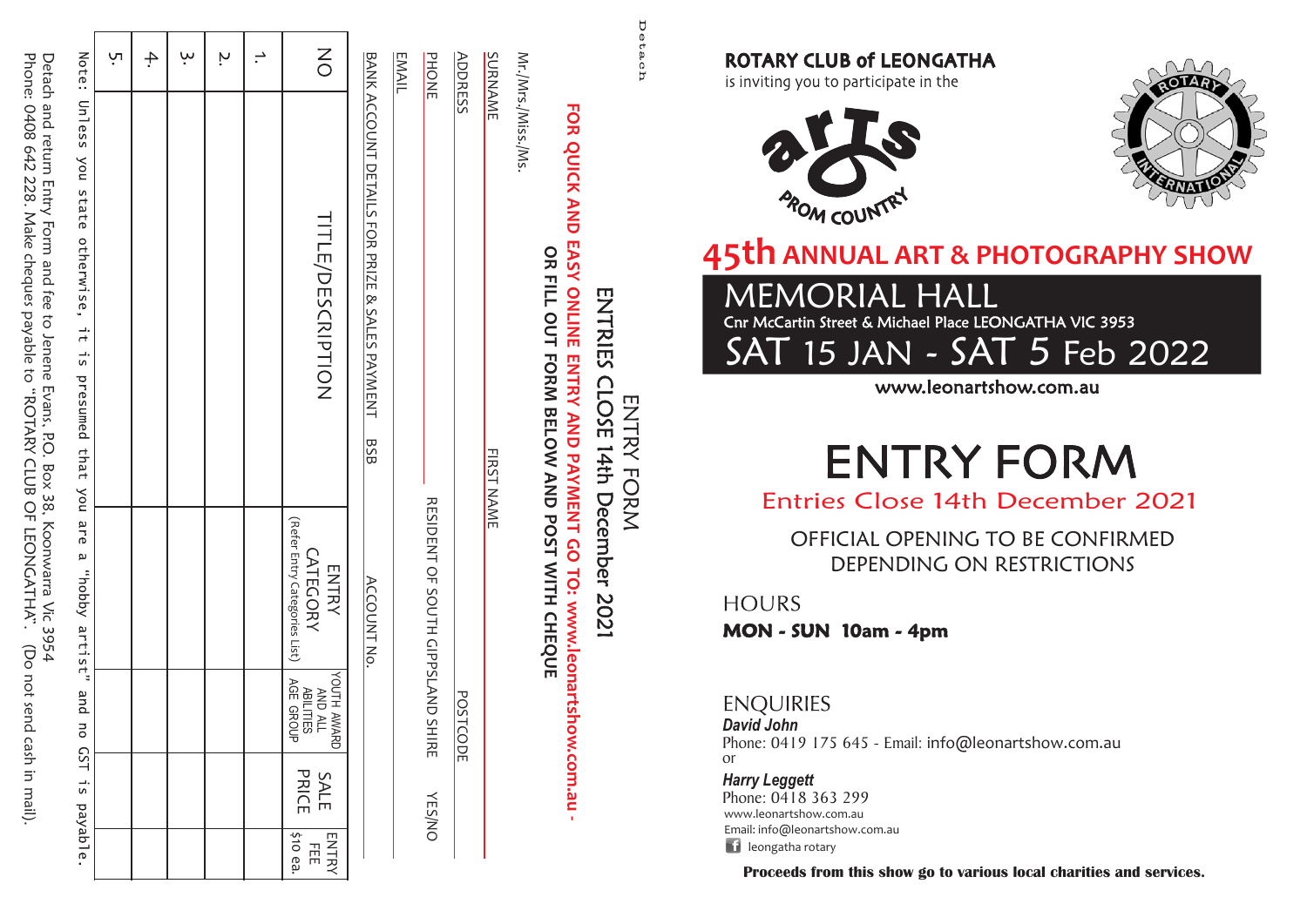# ROTARY CLUB of LEONGATHA

is inviting you to participate in the

## 45th ANNUAL ART & PHOTOGRAPHY SHOW

### MEMORIAL HALL

Cnr McCartin Street & Michael Place LEONGATHA VIC 3953

**SAT 15 JAN - SAT 5 Feb 2022**

**www.leonartshow.com.au**

# ENTRY FORM

Entries Close 14th December 2021

OFFICIAL OPENING TO BE CONFIRMED DEPENDING ON RESTRICTIONS

HOURS

**MON - SUN 10am - 4pm**

ENQUIRIES

***David John***
Phone: 0419 175 645 - Email: info@leonartshow.com.au
or

***Harry Leggett***
Phone: 0418 363 299
www.leonartshow.com.au
Email: info@leonartshow.com.au
leongatha rotary

**Proceeds from this show go to various local charities and services.**

---

Detach

## ENTRY FORM

**ENTRIES CLOSE 14th December 2021**

**FOR QUICK AND EASY ONLINE ENTRY AND PAYMENT GO TO: www.leonartshow.com.au - OR FILL OUT FORM BELOW AND POST WITH CHEQUE**

Mr./Mrs./Miss./Ms.

SURNAME FIRST NAME

ADDRESS POSTCODE

PHONE RESIDENT OF SOUTH GIPPSLAND SHIRE YES/NO

EMAIL

BANK ACCOUNT DETAILS FOR PRIZE & SALES PAYMENT BSB ACCOUNT No.

| NO | TITLE/DESCRIPTION | ENTRY CATEGORY (Refer Entry Categories List) | YOUTH AWARD AND ALL ABILITIES AGE GROUP | SALE PRICE | ENTRY FEE $10 ea. |
|---|---|---|---|---|---|
| 1. | | | | | |
| 2. | | | | | |
| 3. | | | | | |
| 4. | | | | | |
| 5. | | | | | |

Note: Unless you state otherwise, it is presumed that you are a "hobby artist" and no GST is payable.

Detach and return Entry Form and fee to Jenene Evans, P.O. Box 38, Koonwarra Vic 3954
Phone: 0408 642 228. Make cheques payable to "ROTARY CLUB OF LEONGATHA". (Do not send cash in mail).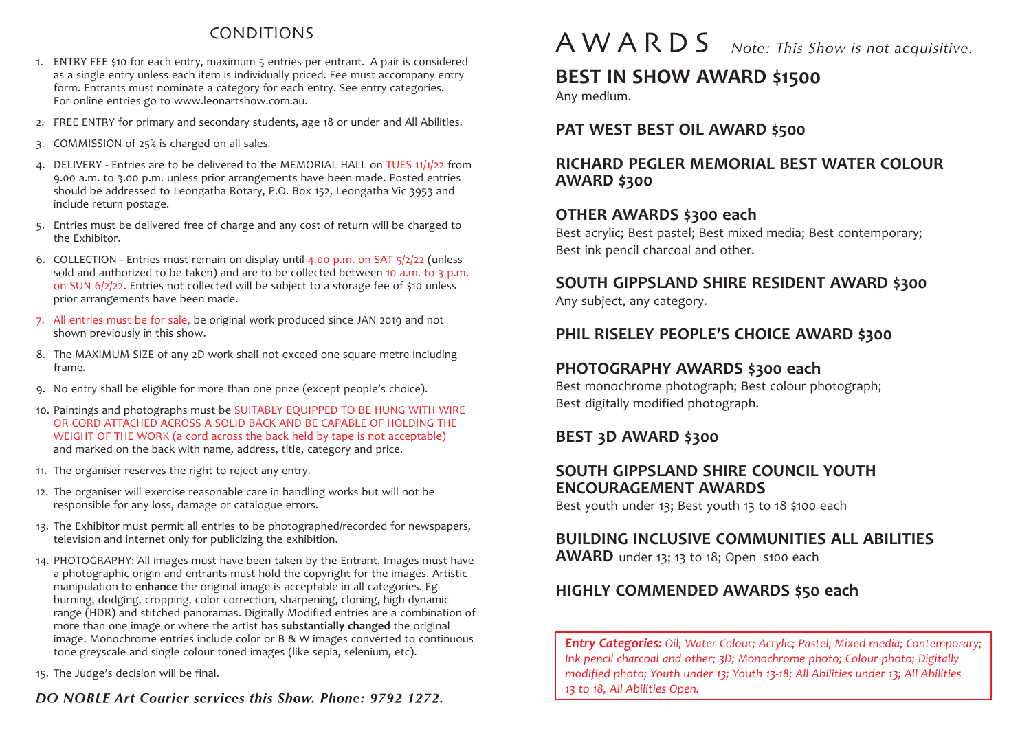## CONDITIONS

1. ENTRY FEE $10 for each entry, maximum 5 entries per entrant. A pair is considered as a single entry unless each item is individually priced. Fee must accompany entry form. Entrants must nominate a category for each entry. See entry categories. For online entries go to www.leonartshow.com.au.
2. FREE ENTRY for primary and secondary students, age 18 or under and All Abilities.
3. COMMISSION of 25% is charged on all sales.
4. DELIVERY - Entries are to be delivered to the MEMORIAL HALL on TUES 11/1/22 from 9.00 a.m. to 3.00 p.m. unless prior arrangements have been made. Posted entries should be addressed to Leongatha Rotary, P.O. Box 152, Leongatha Vic 3953 and include return postage.
5. Entries must be delivered free of charge and any cost of return will be charged to the Exhibitor.
6. COLLECTION - Entries must remain on display until 4.00 p.m. on SAT 5/2/22 (unless sold and authorized to be taken) and are to be collected between 10 a.m. to 3 p.m. on SUN 6/2/22. Entries not collected will be subject to a storage fee of $10 unless prior arrangements have been made.
7. All entries must be for sale, be original work produced since JAN 2019 and not shown previously in this show.
8. The MAXIMUM SIZE of any 2D work shall not exceed one square metre including frame.
9. No entry shall be eligible for more than one prize (except people's choice).
10. Paintings and photographs must be SUITABLY EQUIPPED TO BE HUNG WITH WIRE OR CORD ATTACHED ACROSS A SOLID BACK AND BE CAPABLE OF HOLDING THE WEIGHT OF THE WORK (a cord across the back held by tape is not acceptable) and marked on the back with name, address, title, category and price.
11. The organiser reserves the right to reject any entry.
12. The organiser will exercise reasonable care in handling works but will not be responsible for any loss, damage or catalogue errors.
13. The Exhibitor must permit all entries to be photographed/recorded for newspapers, television and internet only for publicizing the exhibition.
14. PHOTOGRAPHY: All images must have been taken by the Entrant. Images must have a photographic origin and entrants must hold the copyright for the images. Artistic manipulation to **enhance** the original image is acceptable in all categories. Eg burning, dodging, cropping, color correction, sharpening, cloning, high dynamic range (HDR) and stitched panoramas. Digitally Modified entries are a combination of more than one image or where the artist has **substantially changed** the original image. Monochrome entries include color or B & W images converted to continuous tone greyscale and single colour toned images (like sepia, selenium, etc).
15. The Judge's decision will be final.

***DO NOBLE Art Courier services this Show. Phone: 9792 1272.***

# AWARDS *Note: This Show is not acquisitive.*

## BEST IN SHOW AWARD $1500

Any medium.

### PAT WEST BEST OIL AWARD $500

### RICHARD PEGLER MEMORIAL BEST WATER COLOUR AWARD $300

### OTHER AWARDS $300 each

Best acrylic; Best pastel; Best mixed media; Best contemporary; Best ink pencil charcoal and other.

### SOUTH GIPPSLAND SHIRE RESIDENT AWARD $300

Any subject, any category.

### PHIL RISELEY PEOPLE'S CHOICE AWARD $300

### PHOTOGRAPHY AWARDS $300 each

Best monochrome photograph; Best colour photograph; Best digitally modified photograph.

### BEST 3D AWARD $300

### SOUTH GIPPSLAND SHIRE COUNCIL YOUTH ENCOURAGEMENT AWARDS

Best youth under 13; Best youth 13 to 18 $100 each

### BUILDING INCLUSIVE COMMUNITIES ALL ABILITIES AWARD

under 13; 13 to 18; Open $100 each

### HIGHLY COMMENDED AWARDS $50 each

***Entry Categories:*** *Oil; Water Colour; Acrylic; Pastel; Mixed media; Contemporary; Ink pencil charcoal and other; 3D; Monochrome photo; Colour photo; Digitally modified photo; Youth under 13; Youth 13-18; All Abilities under 13; All Abilities 13 to 18, All Abilities Open.*